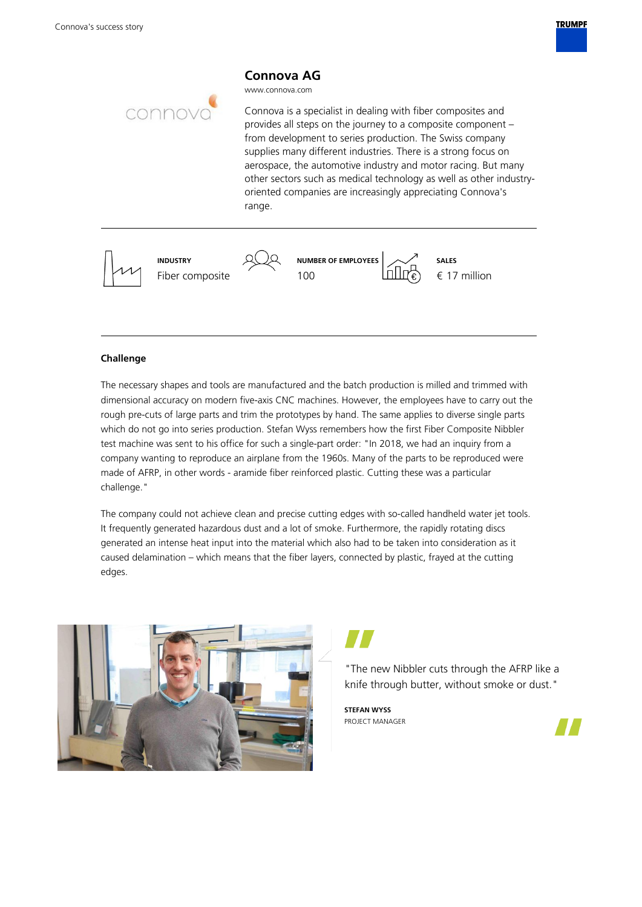# Connova AG

www.connova.com

Connova is a specialist in dealing with fiber composites and provides all steps on the journey to a composite component – from development to series production. The Swiss company supplies many different industries. There is a strong focus on aerospace, the automotive industry and motor racing. But many other sectors such as medical technology as well as other industry-oriented companies are increasingly appreciating Connova's range.

| INDUSTRY | NUMBER OF EMPLOYEES | SALES |
| --- | --- | --- |
| Fiber composite | 100 | € 17 million |

## Challenge

The necessary shapes and tools are manufactured and the batch production is milled and trimmed with dimensional accuracy on modern five-axis CNC machines. However, the employees have to carry out the rough pre-cuts of large parts and trim the prototypes by hand. The same applies to diverse single parts which do not go into series production. Stefan Wyss remembers how the first Fiber Composite Nibbler test machine was sent to his office for such a single-part order: "In 2018, we had an inquiry from a company wanting to reproduce an airplane from the 1960s. Many of the parts to be reproduced were made of AFRP, in other words - aramide fiber reinforced plastic. Cutting these was a particular challenge."

The company could not achieve clean and precise cutting edges with so-called handheld water jet tools. It frequently generated hazardous dust and a lot of smoke. Furthermore, the rapidly rotating discs generated an intense heat input into the material which also had to be taken into consideration as it caused delamination – which means that the fiber layers, connected by plastic, frayed at the cutting edges.

"The new Nibbler cuts through the AFRP like a knife through butter, without smoke or dust."

**STEFAN WYSS**
PROJECT MANAGER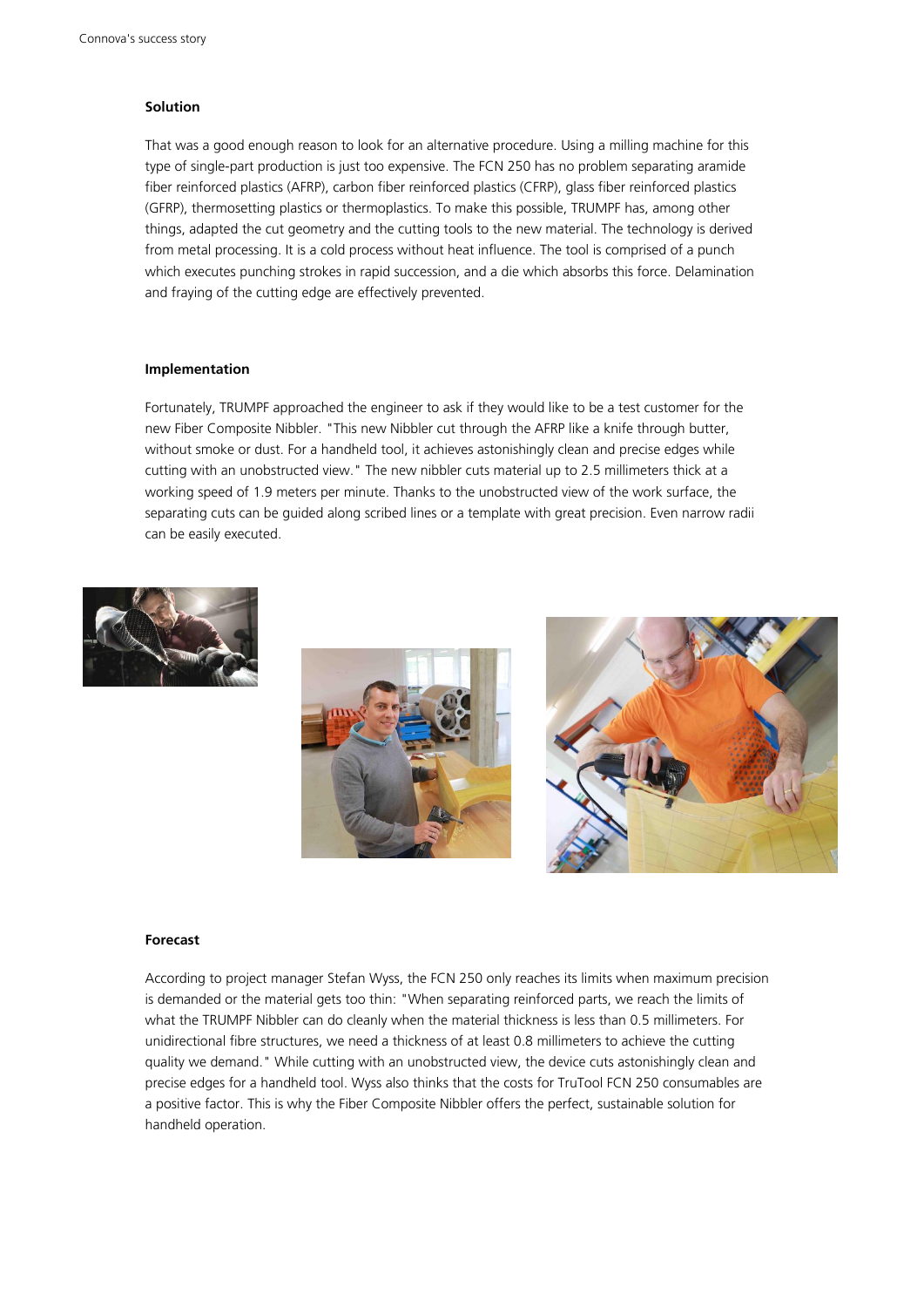## Solution

That was a good enough reason to look for an alternative procedure. Using a milling machine for this type of single-part production is just too expensive. The FCN 250 has no problem separating aramide fiber reinforced plastics (AFRP), carbon fiber reinforced plastics (CFRP), glass fiber reinforced plastics (GFRP), thermosetting plastics or thermoplastics. To make this possible, TRUMPF has, among other things, adapted the cut geometry and the cutting tools to the new material. The technology is derived from metal processing. It is a cold process without heat influence. The tool is comprised of a punch which executes punching strokes in rapid succession, and a die which absorbs this force. Delamination and fraying of the cutting edge are effectively prevented.

## Implementation

Fortunately, TRUMPF approached the engineer to ask if they would like to be a test customer for the new Fiber Composite Nibbler. "This new Nibbler cut through the AFRP like a knife through butter, without smoke or dust. For a handheld tool, it achieves astonishingly clean and precise edges while cutting with an unobstructed view." The new nibbler cuts material up to 2.5 millimeters thick at a working speed of 1.9 meters per minute. Thanks to the unobstructed view of the work surface, the separating cuts can be guided along scribed lines or a template with great precision. Even narrow radii can be easily executed.

## Forecast

According to project manager Stefan Wyss, the FCN 250 only reaches its limits when maximum precision is demanded or the material gets too thin: "When separating reinforced parts, we reach the limits of what the TRUMPF Nibbler can do cleanly when the material thickness is less than 0.5 millimeters. For unidirectional fibre structures, we need a thickness of at least 0.8 millimeters to achieve the cutting quality we demand." While cutting with an unobstructed view, the device cuts astonishingly clean and precise edges for a handheld tool. Wyss also thinks that the costs for TruTool FCN 250 consumables are a positive factor. This is why the Fiber Composite Nibbler offers the perfect, sustainable solution for handheld operation.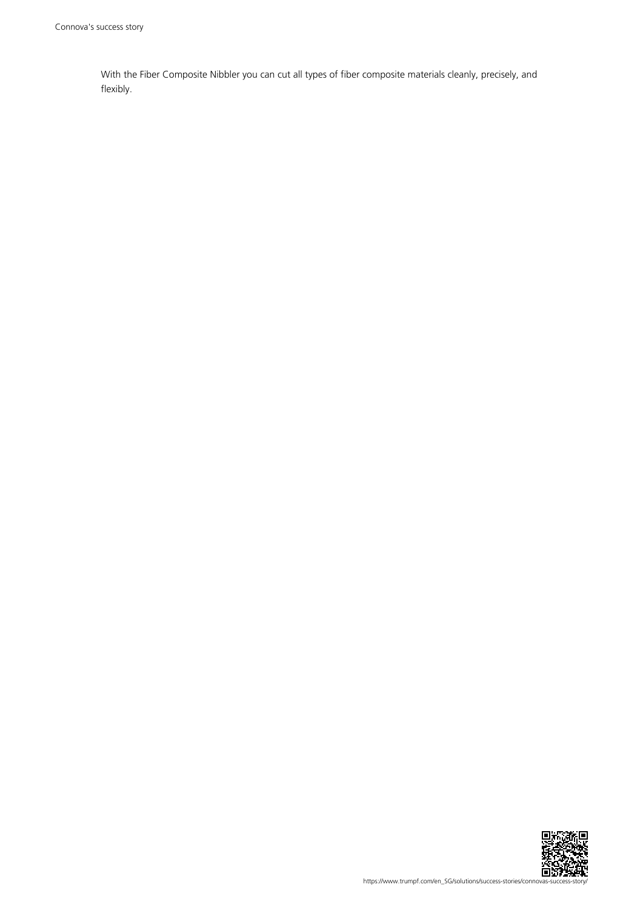With the Fiber Composite Nibbler you can cut all types of fiber composite materials cleanly, precisely, and flexibly.